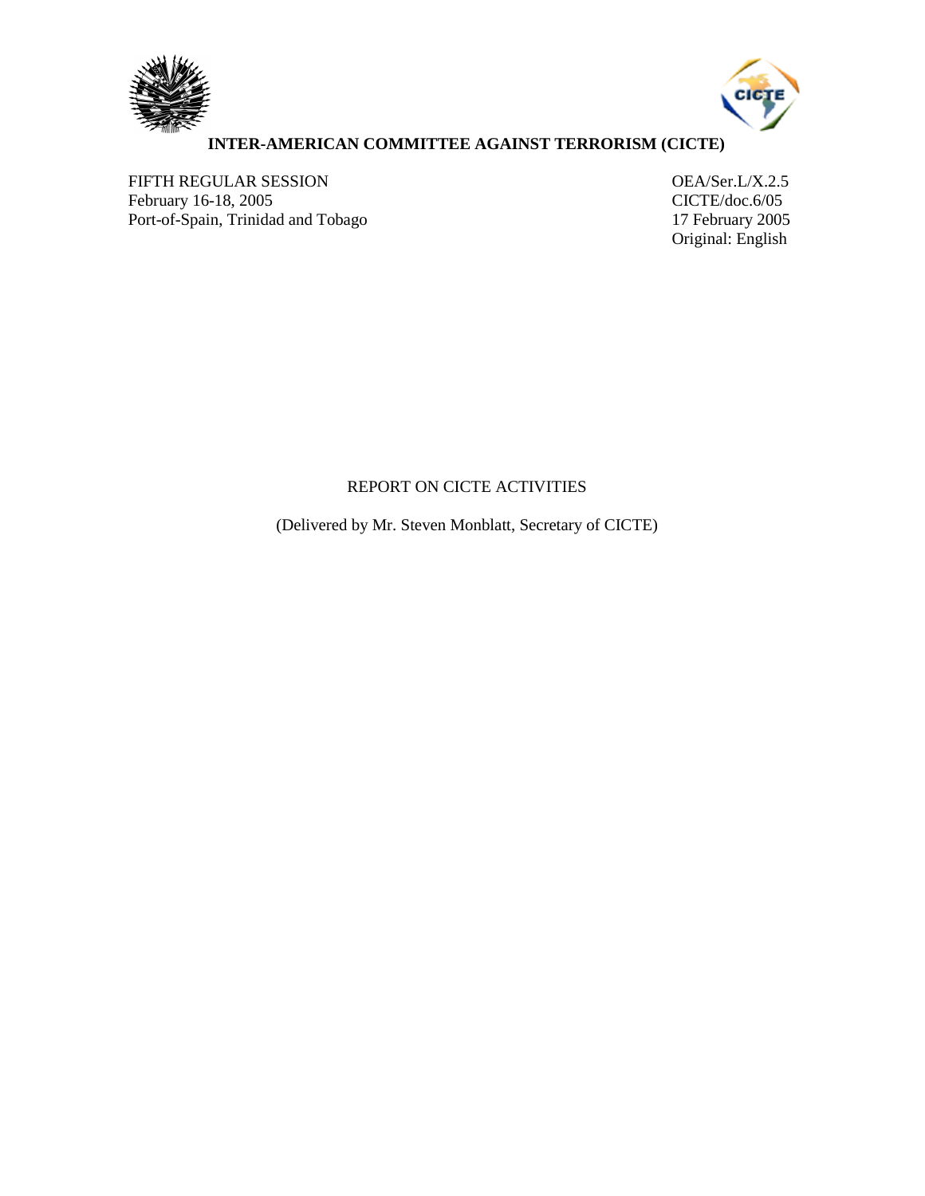**INTER-AMERICAN COMMITTEE AGAINST TERRORISM (CICTE)**

FIFTH REGULAR SESSION
February 16-18, 2005
Port-of-Spain, Trinidad and Tobago

OEA/Ser.L/X.2.5
CICTE/doc.6/05
17 February 2005
Original: English

REPORT ON CICTE ACTIVITIES

(Delivered by Mr. Steven Monblatt, Secretary of CICTE)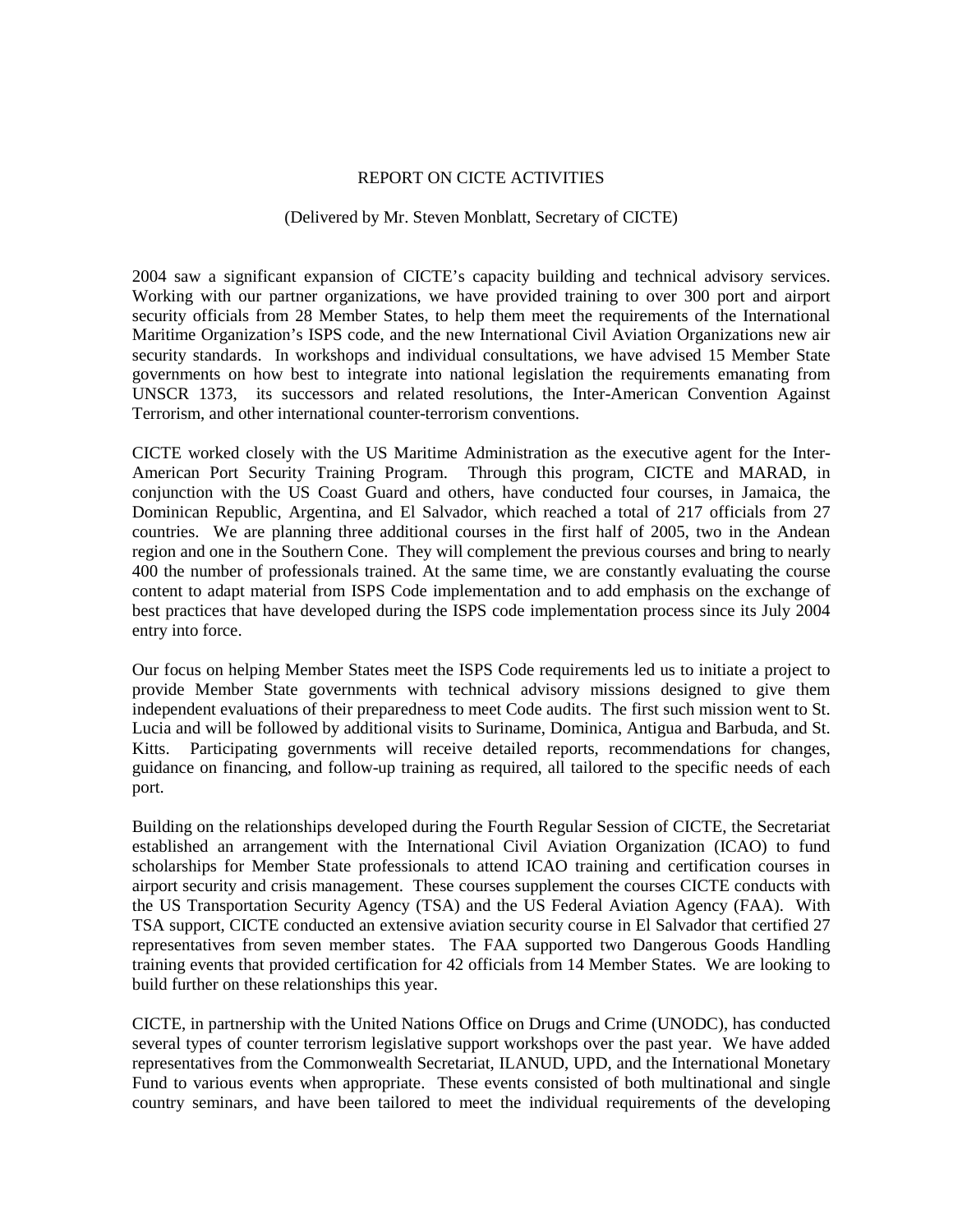REPORT ON CICTE ACTIVITIES

(Delivered by Mr. Steven Monblatt, Secretary of CICTE)

2004 saw a significant expansion of CICTE's capacity building and technical advisory services. Working with our partner organizations, we have provided training to over 300 port and airport security officials from 28 Member States, to help them meet the requirements of the International Maritime Organization's ISPS code, and the new International Civil Aviation Organizations new air security standards. In workshops and individual consultations, we have advised 15 Member State governments on how best to integrate into national legislation the requirements emanating from UNSCR 1373, its successors and related resolutions, the Inter-American Convention Against Terrorism, and other international counter-terrorism conventions.

CICTE worked closely with the US Maritime Administration as the executive agent for the Inter-American Port Security Training Program. Through this program, CICTE and MARAD, in conjunction with the US Coast Guard and others, have conducted four courses, in Jamaica, the Dominican Republic, Argentina, and El Salvador, which reached a total of 217 officials from 27 countries. We are planning three additional courses in the first half of 2005, two in the Andean region and one in the Southern Cone. They will complement the previous courses and bring to nearly 400 the number of professionals trained. At the same time, we are constantly evaluating the course content to adapt material from ISPS Code implementation and to add emphasis on the exchange of best practices that have developed during the ISPS code implementation process since its July 2004 entry into force.

Our focus on helping Member States meet the ISPS Code requirements led us to initiate a project to provide Member State governments with technical advisory missions designed to give them independent evaluations of their preparedness to meet Code audits. The first such mission went to St. Lucia and will be followed by additional visits to Suriname, Dominica, Antigua and Barbuda, and St. Kitts. Participating governments will receive detailed reports, recommendations for changes, guidance on financing, and follow-up training as required, all tailored to the specific needs of each port.

Building on the relationships developed during the Fourth Regular Session of CICTE, the Secretariat established an arrangement with the International Civil Aviation Organization (ICAO) to fund scholarships for Member State professionals to attend ICAO training and certification courses in airport security and crisis management. These courses supplement the courses CICTE conducts with the US Transportation Security Agency (TSA) and the US Federal Aviation Agency (FAA). With TSA support, CICTE conducted an extensive aviation security course in El Salvador that certified 27 representatives from seven member states. The FAA supported two Dangerous Goods Handling training events that provided certification for 42 officials from 14 Member States. We are looking to build further on these relationships this year.

CICTE, in partnership with the United Nations Office on Drugs and Crime (UNODC), has conducted several types of counter terrorism legislative support workshops over the past year. We have added representatives from the Commonwealth Secretariat, ILANUD, UPD, and the International Monetary Fund to various events when appropriate. These events consisted of both multinational and single country seminars, and have been tailored to meet the individual requirements of the developing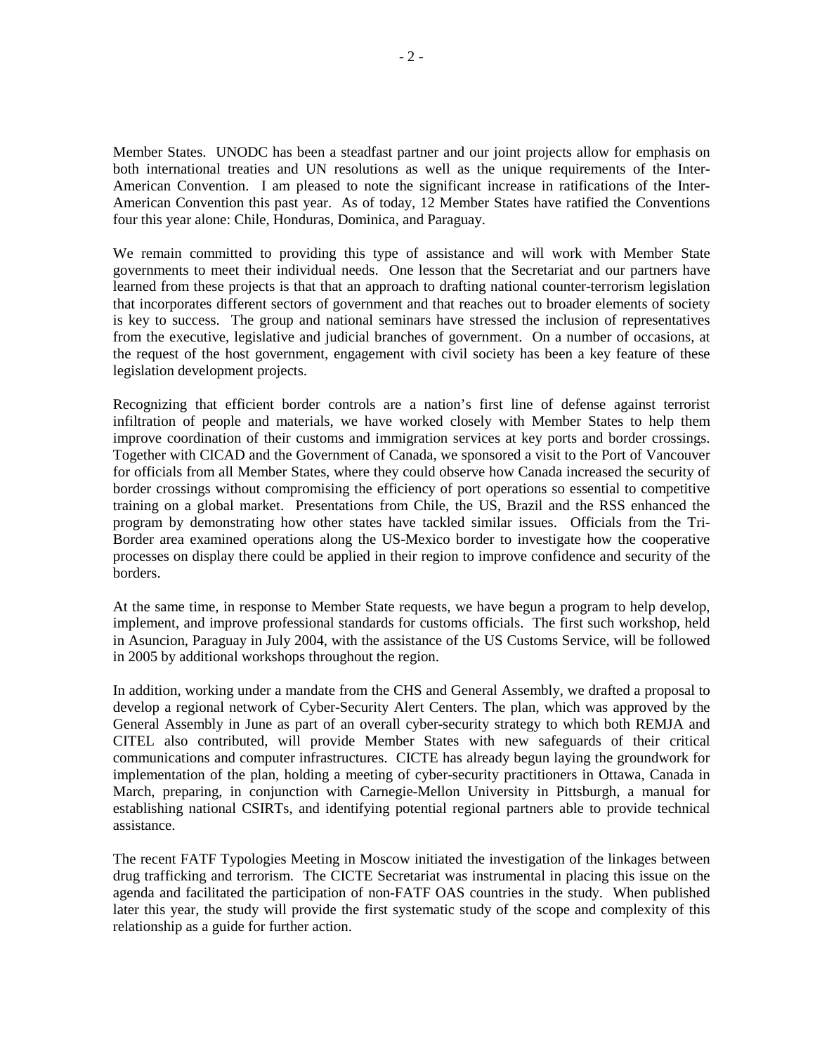Member States. UNODC has been a steadfast partner and our joint projects allow for emphasis on both international treaties and UN resolutions as well as the unique requirements of the Inter-American Convention. I am pleased to note the significant increase in ratifications of the Inter-American Convention this past year. As of today, 12 Member States have ratified the Conventions four this year alone: Chile, Honduras, Dominica, and Paraguay.

We remain committed to providing this type of assistance and will work with Member State governments to meet their individual needs. One lesson that the Secretariat and our partners have learned from these projects is that that an approach to drafting national counter-terrorism legislation that incorporates different sectors of government and that reaches out to broader elements of society is key to success. The group and national seminars have stressed the inclusion of representatives from the executive, legislative and judicial branches of government. On a number of occasions, at the request of the host government, engagement with civil society has been a key feature of these legislation development projects.

Recognizing that efficient border controls are a nation's first line of defense against terrorist infiltration of people and materials, we have worked closely with Member States to help them improve coordination of their customs and immigration services at key ports and border crossings. Together with CICAD and the Government of Canada, we sponsored a visit to the Port of Vancouver for officials from all Member States, where they could observe how Canada increased the security of border crossings without compromising the efficiency of port operations so essential to competitive training on a global market. Presentations from Chile, the US, Brazil and the RSS enhanced the program by demonstrating how other states have tackled similar issues. Officials from the Tri-Border area examined operations along the US-Mexico border to investigate how the cooperative processes on display there could be applied in their region to improve confidence and security of the borders.

At the same time, in response to Member State requests, we have begun a program to help develop, implement, and improve professional standards for customs officials. The first such workshop, held in Asuncion, Paraguay in July 2004, with the assistance of the US Customs Service, will be followed in 2005 by additional workshops throughout the region.

In addition, working under a mandate from the CHS and General Assembly, we drafted a proposal to develop a regional network of Cyber-Security Alert Centers. The plan, which was approved by the General Assembly in June as part of an overall cyber-security strategy to which both REMJA and CITEL also contributed, will provide Member States with new safeguards of their critical communications and computer infrastructures. CICTE has already begun laying the groundwork for implementation of the plan, holding a meeting of cyber-security practitioners in Ottawa, Canada in March, preparing, in conjunction with Carnegie-Mellon University in Pittsburgh, a manual for establishing national CSIRTs, and identifying potential regional partners able to provide technical assistance.

The recent FATF Typologies Meeting in Moscow initiated the investigation of the linkages between drug trafficking and terrorism. The CICTE Secretariat was instrumental in placing this issue on the agenda and facilitated the participation of non-FATF OAS countries in the study. When published later this year, the study will provide the first systematic study of the scope and complexity of this relationship as a guide for further action.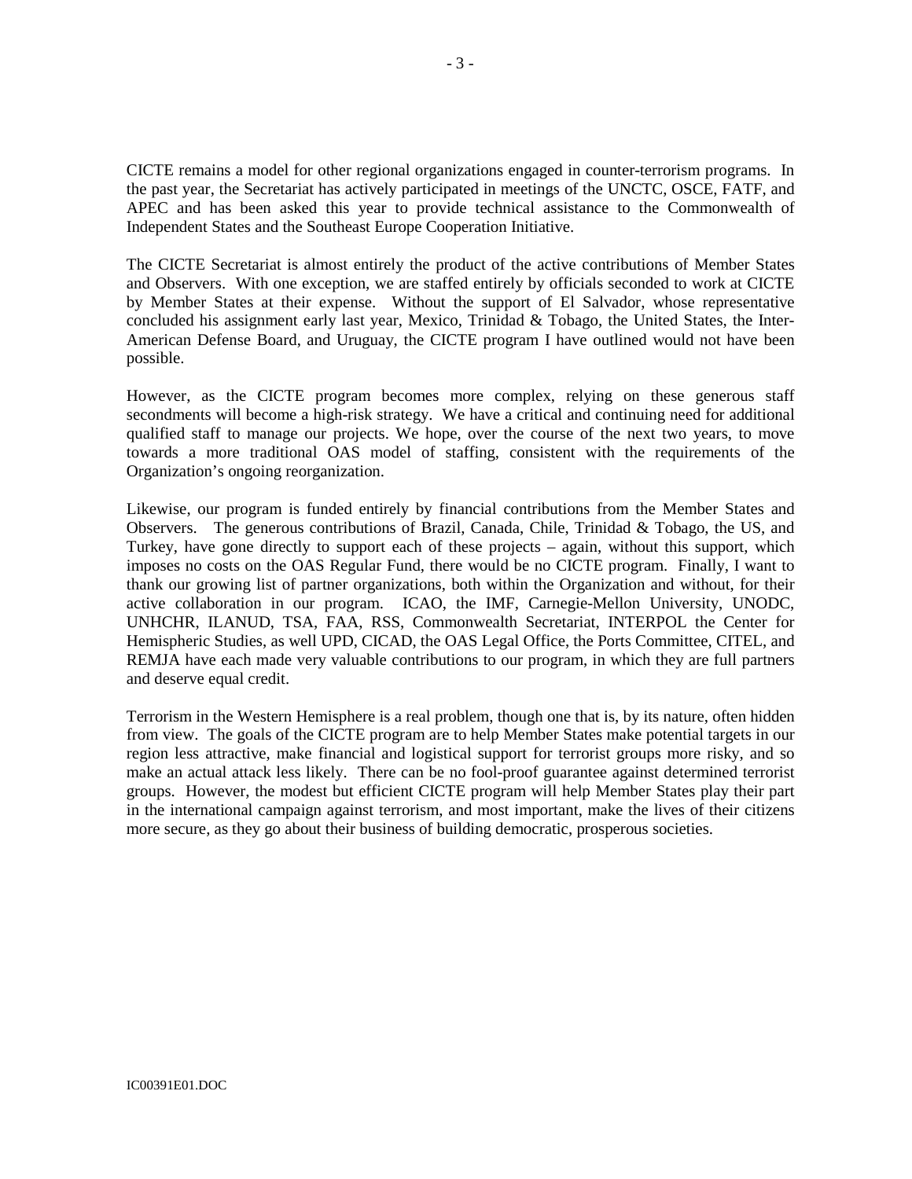CICTE remains a model for other regional organizations engaged in counter-terrorism programs. In the past year, the Secretariat has actively participated in meetings of the UNCTC, OSCE, FATF, and APEC and has been asked this year to provide technical assistance to the Commonwealth of Independent States and the Southeast Europe Cooperation Initiative.

The CICTE Secretariat is almost entirely the product of the active contributions of Member States and Observers. With one exception, we are staffed entirely by officials seconded to work at CICTE by Member States at their expense. Without the support of El Salvador, whose representative concluded his assignment early last year, Mexico, Trinidad & Tobago, the United States, the Inter-American Defense Board, and Uruguay, the CICTE program I have outlined would not have been possible.

However, as the CICTE program becomes more complex, relying on these generous staff secondments will become a high-risk strategy. We have a critical and continuing need for additional qualified staff to manage our projects. We hope, over the course of the next two years, to move towards a more traditional OAS model of staffing, consistent with the requirements of the Organization's ongoing reorganization.

Likewise, our program is funded entirely by financial contributions from the Member States and Observers. The generous contributions of Brazil, Canada, Chile, Trinidad & Tobago, the US, and Turkey, have gone directly to support each of these projects – again, without this support, which imposes no costs on the OAS Regular Fund, there would be no CICTE program. Finally, I want to thank our growing list of partner organizations, both within the Organization and without, for their active collaboration in our program. ICAO, the IMF, Carnegie-Mellon University, UNODC, UNHCHR, ILANUD, TSA, FAA, RSS, Commonwealth Secretariat, INTERPOL the Center for Hemispheric Studies, as well UPD, CICAD, the OAS Legal Office, the Ports Committee, CITEL, and REMJA have each made very valuable contributions to our program, in which they are full partners and deserve equal credit.

Terrorism in the Western Hemisphere is a real problem, though one that is, by its nature, often hidden from view. The goals of the CICTE program are to help Member States make potential targets in our region less attractive, make financial and logistical support for terrorist groups more risky, and so make an actual attack less likely. There can be no fool-proof guarantee against determined terrorist groups. However, the modest but efficient CICTE program will help Member States play their part in the international campaign against terrorism, and most important, make the lives of their citizens more secure, as they go about their business of building democratic, prosperous societies.